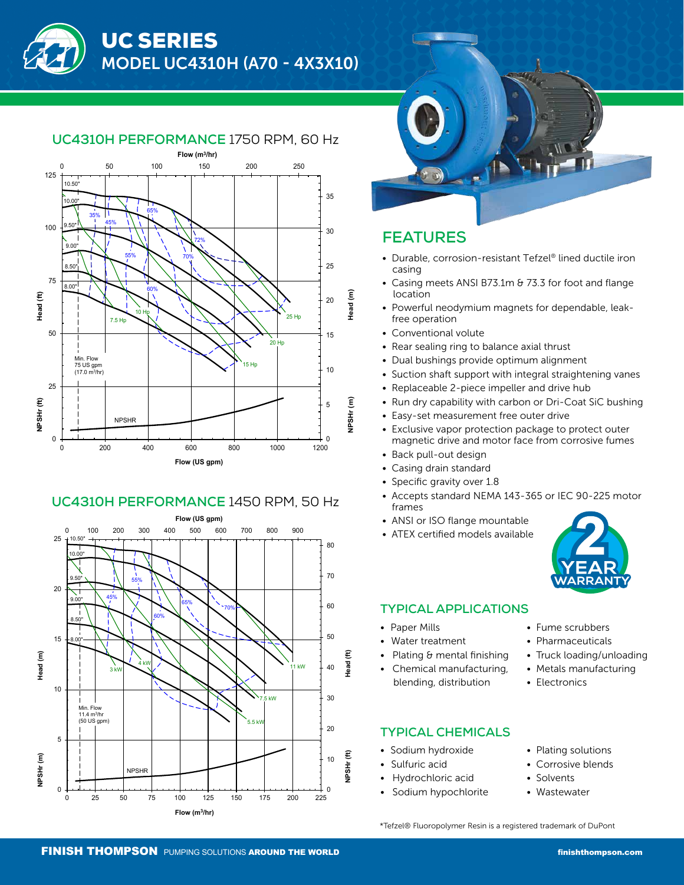# UC SERIES
## MODEL UC4310H (A70 - 4X3X10)

## UC4310H PERFORMANCE 1750 RPM, 60 Hz

Flow (m³/hr) — Flow (US gpm) — Head (ft) — Head (m) — NPSHr (ft) — NPSHr (m)

Impeller diameters: 10.50", 10.00", 9.50", 9.00", 8.50", 8.00"

Efficiency: 35%, 45%, 55%, 60%, 65%, 70%, 72%

Power: 7.5 Hp, 10 Hp, 15 Hp, 20 Hp, 25 Hp

Min. Flow 75 US gpm (17.0 m³/hr)

NPSHR

## UC4310H PERFORMANCE 1450 RPM, 50 Hz

Flow (US gpm) — Flow (m³/hr) — Head (m) — Head (ft) — NPSHr (m) — NPSHr (ft)

Impeller diameters: 10.50", 10.00", 9.50", 9.00", 8.50", 8.00"

Efficiency: 45%, 55%, 60%, 65%, 70%

Power: 3 kW, 4 kW, 5.5 kW, 7.5 kW, 11 kW

Min. Flow 11.4 m³/hr (50 US gpm)

NPSHR

## FEATURES

- Durable, corrosion-resistant Tefzel® lined ductile iron casing
- Casing meets ANSI B73.1m & 73.3 for foot and flange location
- Powerful neodymium magnets for dependable, leak-free operation
- Conventional volute
- Rear sealing ring to balance axial thrust
- Dual bushings provide optimum alignment
- Suction shaft support with integral straightening vanes
- Replaceable 2-piece impeller and drive hub
- Run dry capability with carbon or Dri-Coat SiC bushing
- Easy-set measurement free outer drive
- Exclusive vapor protection package to protect outer magnetic drive and motor face from corrosive fumes
- Back pull-out design
- Casing drain standard
- Specific gravity over 1.8
- Accepts standard NEMA 143-365 or IEC 90-225 motor frames
- ANSI or ISO flange mountable
- ATEX certified models available

2 YEAR WARRANTY

## TYPICAL APPLICATIONS

- Paper Mills
- Water treatment
- Plating & mental finishing
- Chemical manufacturing, blending, distribution
- Fume scrubbers
- Pharmaceuticals
- Truck loading/unloading
- Metals manufacturing
- Electronics

## TYPICAL CHEMICALS

- Sodium hydroxide
- Sulfuric acid
- Hydrochloric acid
- Sodium hypochlorite
- Plating solutions
- Corrosive blends
- Solvents
- Wastewater

*Tefzel® Fluoropolymer Resin is a registered trademark of DuPont

**FINISH THOMPSON** PUMPING SOLUTIONS **AROUND THE WORLD** — finishthompson.com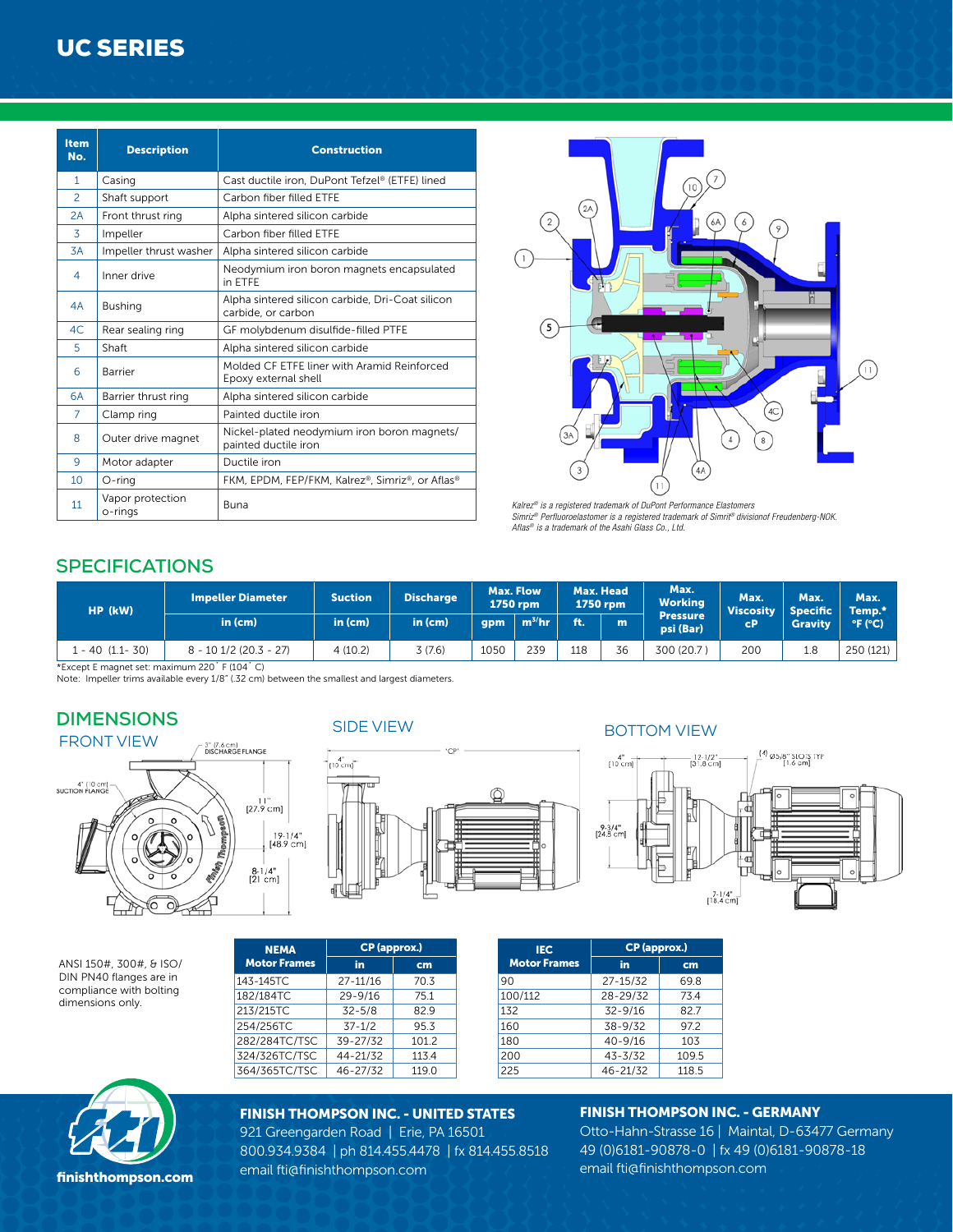# UC SERIES

| Item No. | Description | Construction |
|---|---|---|
| 1 | Casing | Cast ductile iron, DuPont Tefzel® (ETFE) lined |
| 2 | Shaft support | Carbon fiber filled ETFE |
| 2A | Front thrust ring | Alpha sintered silicon carbide |
| 3 | Impeller | Carbon fiber filled ETFE |
| 3A | Impeller thrust washer | Alpha sintered silicon carbide |
| 4 | Inner drive | Neodymium iron boron magnets encapsulated in ETFE |
| 4A | Bushing | Alpha sintered silicon carbide, Dri-Coat silicon carbide, or carbon |
| 4C | Rear sealing ring | GF molybdenum disulfide-filled PTFE |
| 5 | Shaft | Alpha sintered silicon carbide |
| 6 | Barrier | Molded CF ETFE liner with Aramid Reinforced Epoxy external shell |
| 6A | Barrier thrust ring | Alpha sintered silicon carbide |
| 7 | Clamp ring | Painted ductile iron |
| 8 | Outer drive magnet | Nickel-plated neodymium iron boron magnets/ painted ductile iron |
| 9 | Motor adapter | Ductile iron |
| 10 | O-ring | FKM, EPDM, FEP/FKM, Kalrez®, Simriz®, or Aflas® |
| 11 | Vapor protection o-rings | Buna |

*Kalrez® is a registered trademark of DuPont Performance Elastomers*
*Simriz® Perfluoroelastomer is a registered trademark of Simrit® divisionof Freudenberg-NOK.*
*Aflas® is a trademark of the Asahi Glass Co., Ltd.*

## SPECIFICATIONS

| HP (kW) | Impeller Diameter | Suction | Discharge | Max. Flow 1750 rpm | | Max. Head 1750 rpm | | Max. Working Pressure psi (Bar) | Max. Viscosity cP | Max. Specific Gravity | Max. Temp.* °F (°C) |
|---|---|---|---|---|---|---|---|---|---|---|---|
| | in (cm) | in (cm) | in (cm) | gpm | $m^3$/hr | ft. | m | | | | |
| 1 - 40 (1.1- 30) | 8 - 10 1/2 (20.3 - 27) | 4 (10.2) | 3 (7.6) | 1050 | 239 | 118 | 36 | 300 (20.7 ) | 200 | 1.8 | 250 (121) |

*Except E magnet set: maximum 220° F (104° C)
Note: Impeller trims available every 1/8" (.32 cm) between the smallest and largest diameters.

## DIMENSIONS

### FRONT VIEW

3" (7.6 cm) DISCHARGE FLANGE
4" (10 cm) SUCTION FLANGE
11" [27.9 cm]
19-1/4" [48.9 cm]
8-1/4" [21 cm]

### SIDE VIEW

4" [10 cm]
"CP"

### BOTTOM VIEW

4" [10 cm]
12-1/2" [31.8 cm]
(4) Ø5/8" SLOTS TYP [1.6 cm]
9-3/4" [24.8 cm]
7-1/4" [18.4 cm]

ANSI 150#, 300#, & ISO/ DIN PN40 flanges are in compliance with bolting dimensions only.

| NEMA Motor Frames | CP (approx.) | |
|---|---|---|
| | in | cm |
| 143-145TC | 27-11/16 | 70.3 |
| 182/184TC | 29-9/16 | 75.1 |
| 213/215TC | 32-5/8 | 82.9 |
| 254/256TC | 37-1/2 | 95.3 |
| 282/284TC/TSC | 39-27/32 | 101.2 |
| 324/326TC/TSC | 44-21/32 | 113.4 |
| 364/365TC/TSC | 46-27/32 | 119.0 |

| IEC Motor Frames | CP (approx.) | |
|---|---|---|
| | in | cm |
| 90 | 27-15/32 | 69.8 |
| 100/112 | 28-29/32 | 73.4 |
| 132 | 32-9/16 | 82.7 |
| 160 | 38-9/32 | 97.2 |
| 180 | 40-9/16 | 103 |
| 200 | 43-3/32 | 109.5 |
| 225 | 46-21/32 | 118.5 |

finishthompson.com

**FINISH THOMPSON INC. - UNITED STATES**
921 Greengarden Road | Erie, PA 16501
800.934.9384 | ph 814.455.4478 | fx 814.455.8518
email fti@finishthompson.com

**FINISH THOMPSON INC. - GERMANY**
Otto-Hahn-Strasse 16 | Maintal, D-63477 Germany
49 (0)6181-90878-0 | fx 49 (0)6181-90878-18
email fti@finishthompson.com